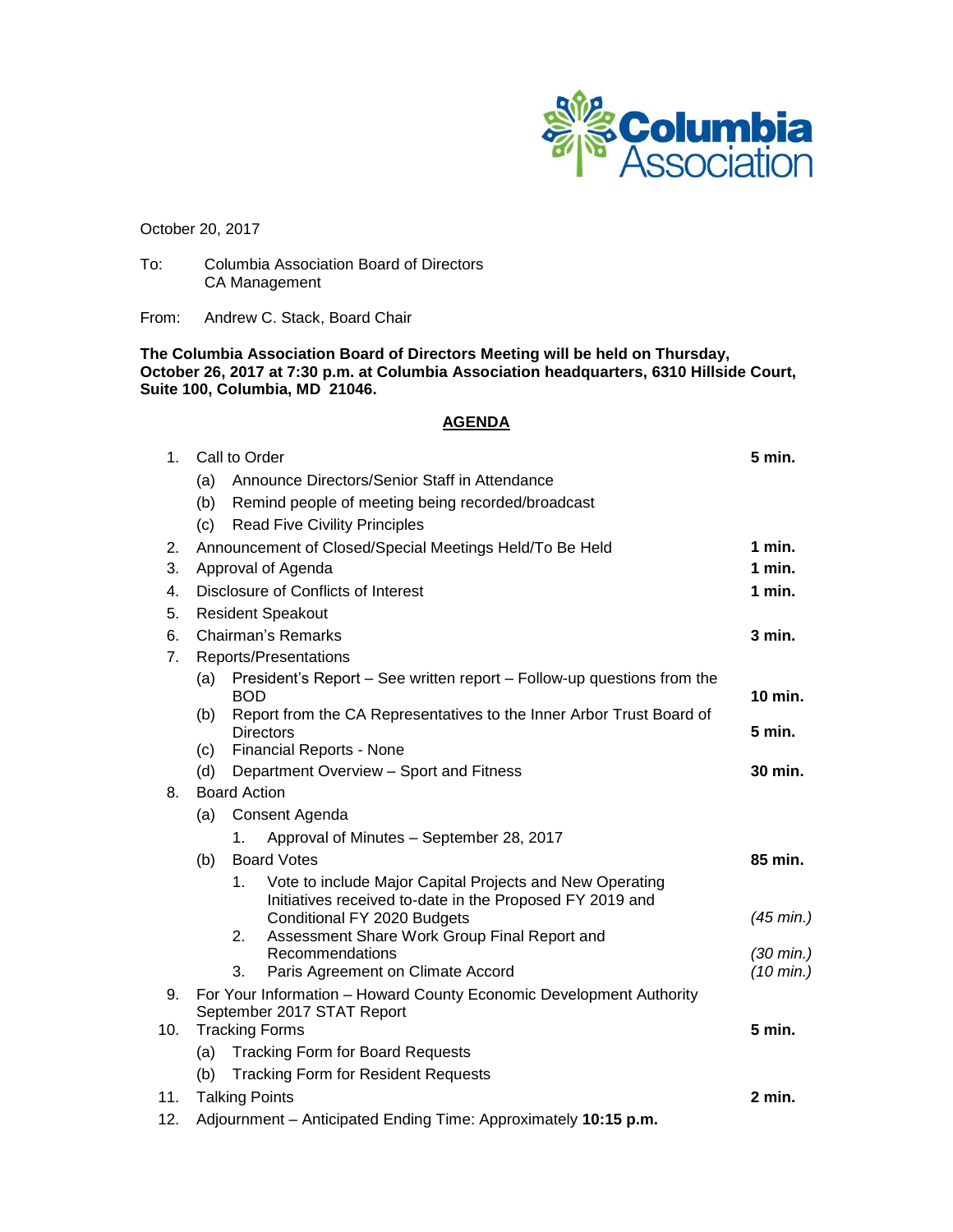Columbia Association

October 20, 2017

To: Columbia Association Board of Directors
CA Management

From: Andrew C. Stack, Board Chair

**The Columbia Association Board of Directors Meeting will be held on Thursday, October 26, 2017 at 7:30 p.m. at Columbia Association headquarters, 6310 Hillside Court, Suite 100, Columbia, MD 21046.**

## AGENDA

| | Item | Time |
|---|---|---|
| 1. | Call to Order | **5 min.** |
| | (a) Announce Directors/Senior Staff in Attendance | |
| | (b) Remind people of meeting being recorded/broadcast | |
| | (c) Read Five Civility Principles | |
| 2. | Announcement of Closed/Special Meetings Held/To Be Held | **1 min.** |
| 3. | Approval of Agenda | **1 min.** |
| 4. | Disclosure of Conflicts of Interest | **1 min.** |
| 5. | Resident Speakout | |
| 6. | Chairman's Remarks | **3 min.** |
| 7. | Reports/Presentations | |
| | (a) President's Report – See written report – Follow-up questions from the BOD | **10 min.** |
| | (b) Report from the CA Representatives to the Inner Arbor Trust Board of Directors | **5 min.** |
| | (c) Financial Reports - None | |
| | (d) Department Overview – Sport and Fitness | **30 min.** |
| 8. | Board Action | |
| | (a) Consent Agenda | |
| | 1. Approval of Minutes – September 28, 2017 | |
| | (b) Board Votes | **85 min.** |
| | 1. Vote to include Major Capital Projects and New Operating Initiatives received to-date in the Proposed FY 2019 and Conditional FY 2020 Budgets | *(45 min.)* |
| | 2. Assessment Share Work Group Final Report and Recommendations | *(30 min.)* |
| | 3. Paris Agreement on Climate Accord | *(10 min.)* |
| 9. | For Your Information – Howard County Economic Development Authority September 2017 STAT Report | |
| 10. | Tracking Forms | **5 min.** |
| | (a) Tracking Form for Board Requests | |
| | (b) Tracking Form for Resident Requests | |
| 11. | Talking Points | **2 min.** |
| 12. | Adjournment – Anticipated Ending Time: Approximately **10:15 p.m.** | |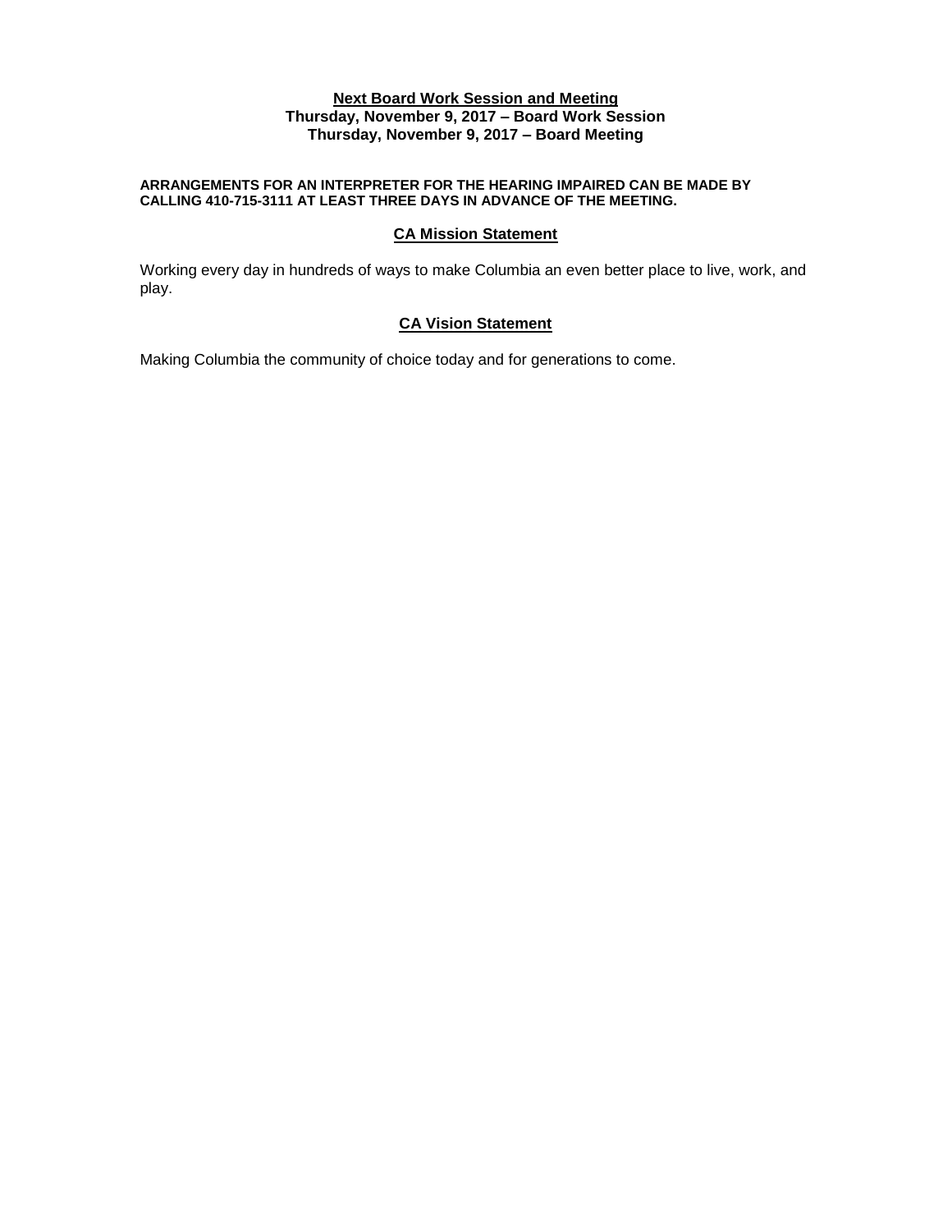**Next Board Work Session and Meeting**
**Thursday, November 9, 2017 – Board Work Session**
**Thursday, November 9, 2017 – Board Meeting**

**ARRANGEMENTS FOR AN INTERPRETER FOR THE HEARING IMPAIRED CAN BE MADE BY CALLING 410-715-3111 AT LEAST THREE DAYS IN ADVANCE OF THE MEETING.**

## CA Mission Statement

Working every day in hundreds of ways to make Columbia an even better place to live, work, and play.

## CA Vision Statement

Making Columbia the community of choice today and for generations to come.